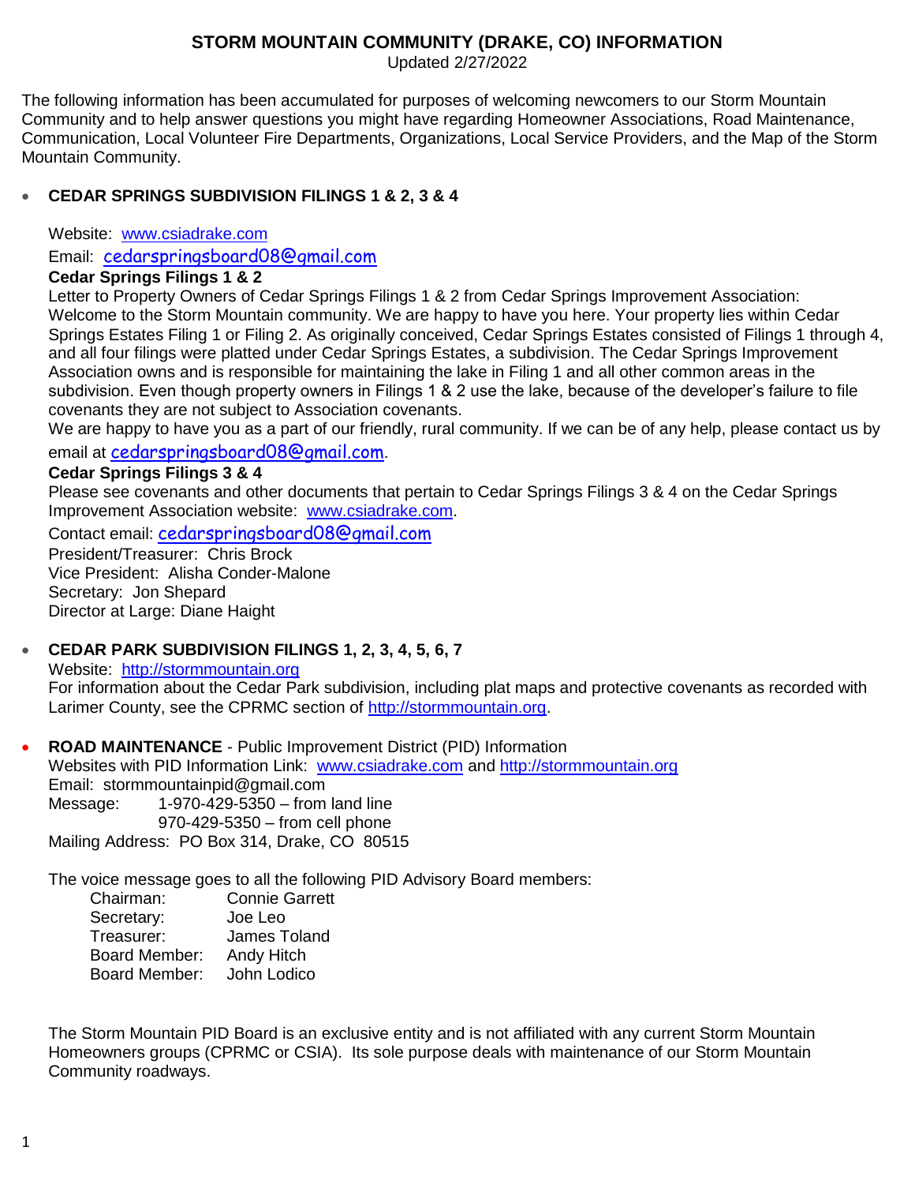# STORM MOUNTAIN COMMUNITY (DRAKE, CO) INFORMATION

Updated 2/27/2022

The following information has been accumulated for purposes of welcoming newcomers to our Storm Mountain Community and to help answer questions you might have regarding Homeowner Associations, Road Maintenance, Communication, Local Volunteer Fire Departments, Organizations, Local Service Providers, and the Map of the Storm Mountain Community.

- **CEDAR SPRINGS SUBDIVISION FILINGS 1 & 2, 3 & 4**

  Website: www.csiadrake.com

  Email: cedarspringsboard08@gmail.com

  **Cedar Springs Filings 1 & 2**

  Letter to Property Owners of Cedar Springs Filings 1 & 2 from Cedar Springs Improvement Association: Welcome to the Storm Mountain community. We are happy to have you here. Your property lies within Cedar Springs Estates Filing 1 or Filing 2. As originally conceived, Cedar Springs Estates consisted of Filings 1 through 4, and all four filings were platted under Cedar Springs Estates, a subdivision. The Cedar Springs Improvement Association owns and is responsible for maintaining the lake in Filing 1 and all other common areas in the subdivision. Even though property owners in Filings 1 & 2 use the lake, because of the developer's failure to file covenants they are not subject to Association covenants.

  We are happy to have you as a part of our friendly, rural community. If we can be of any help, please contact us by email at cedarspringsboard08@gmail.com.

  **Cedar Springs Filings 3 & 4**

  Please see covenants and other documents that pertain to Cedar Springs Filings 3 & 4 on the Cedar Springs Improvement Association website: www.csiadrake.com.

  Contact email: cedarspringsboard08@gmail.com

  President/Treasurer: Chris Brock
  Vice President: Alisha Conder-Malone
  Secretary: Jon Shepard
  Director at Large: Diane Haight

- **CEDAR PARK SUBDIVISION FILINGS 1, 2, 3, 4, 5, 6, 7**

  Website: http://stormmountain.org

  For information about the Cedar Park subdivision, including plat maps and protective covenants as recorded with Larimer County, see the CPRMC section of http://stormmountain.org.

- **ROAD MAINTENANCE** - Public Improvement District (PID) Information

  Websites with PID Information Link: www.csiadrake.com and http://stormmountain.org
  Email: stormmountainpid@gmail.com
  Message: 1-970-429-5350 – from land line
  970-429-5350 – from cell phone
  Mailing Address: PO Box 314, Drake, CO 80515

  The voice message goes to all the following PID Advisory Board members:

  | | |
  |---|---|
  | Chairman: | Connie Garrett |
  | Secretary: | Joe Leo |
  | Treasurer: | James Toland |
  | Board Member: | Andy Hitch |
  | Board Member: | John Lodico |

  The Storm Mountain PID Board is an exclusive entity and is not affiliated with any current Storm Mountain Homeowners groups (CPRMC or CSIA). Its sole purpose deals with maintenance of our Storm Mountain Community roadways.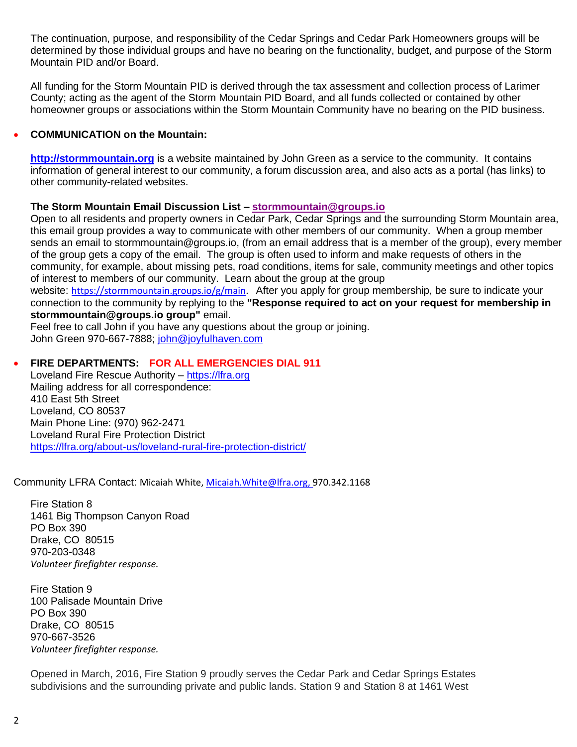The continuation, purpose, and responsibility of the Cedar Springs and Cedar Park Homeowners groups will be determined by those individual groups and have no bearing on the functionality, budget, and purpose of the Storm Mountain PID and/or Board.

All funding for the Storm Mountain PID is derived through the tax assessment and collection process of Larimer County; acting as the agent of the Storm Mountain PID Board, and all funds collected or contained by other homeowner groups or associations within the Storm Mountain Community have no bearing on the PID business.

- **COMMUNICATION on the Mountain:**

  **http://stormmountain.org** is a website maintained by John Green as a service to the community. It contains information of general interest to our community, a forum discussion area, and also acts as a portal (has links) to other community-related websites.

  **The Storm Mountain Email Discussion List – stormmountain@groups.io**
  Open to all residents and property owners in Cedar Park, Cedar Springs and the surrounding Storm Mountain area, this email group provides a way to communicate with other members of our community. When a group member sends an email to stormmountain@groups.io, (from an email address that is a member of the group), every member of the group gets a copy of the email. The group is often used to inform and make requests of others in the community, for example, about missing pets, road conditions, items for sale, community meetings and other topics of interest to members of our community. Learn about the group at the group website: https://stormmountain.groups.io/g/main. After you apply for group membership, be sure to indicate your connection to the community by replying to the **"Response required to act on your request for membership in stormmountain@groups.io group"** email.
  Feel free to call John if you have any questions about the group or joining.
  John Green 970-667-7888; john@joyfulhaven.com

- **FIRE DEPARTMENTS: FOR ALL EMERGENCIES DIAL 911**
  Loveland Fire Rescue Authority – https://lfra.org
  Mailing address for all correspondence:
  410 East 5th Street
  Loveland, CO 80537
  Main Phone Line: (970) 962-2471
  Loveland Rural Fire Protection District
  https://lfra.org/about-us/loveland-rural-fire-protection-district/

Community LFRA Contact: Micaiah White, Micaiah.White@lfra.org, 970.342.1168

Fire Station 8
1461 Big Thompson Canyon Road
PO Box 390
Drake, CO 80515
970-203-0348
*Volunteer firefighter response.*

Fire Station 9
100 Palisade Mountain Drive
PO Box 390
Drake, CO 80515
970-667-3526
*Volunteer firefighter response.*

Opened in March, 2016, Fire Station 9 proudly serves the Cedar Park and Cedar Springs Estates subdivisions and the surrounding private and public lands. Station 9 and Station 8 at 1461 West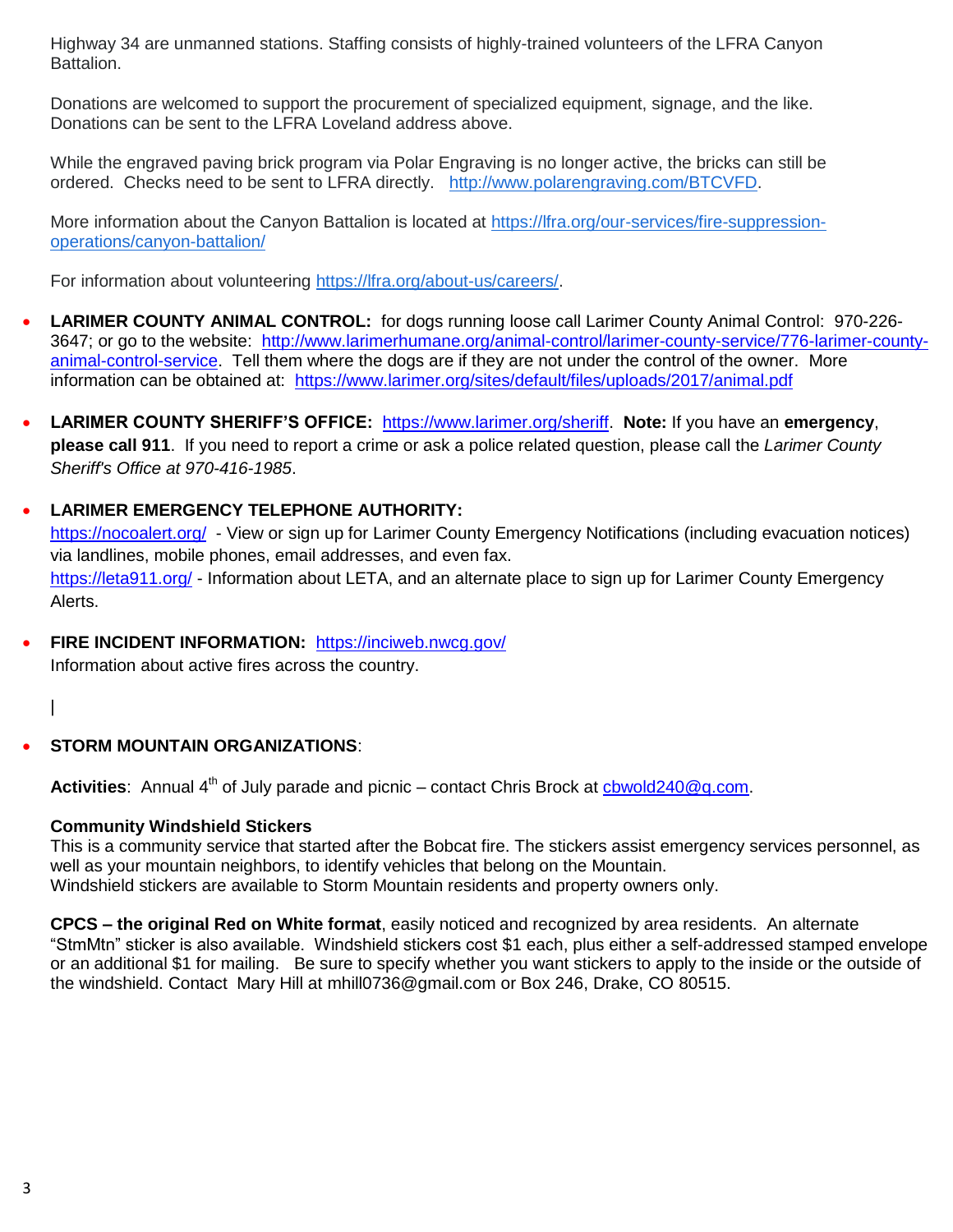Highway 34 are unmanned stations. Staffing consists of highly-trained volunteers of the LFRA Canyon Battalion.

Donations are welcomed to support the procurement of specialized equipment, signage, and the like. Donations can be sent to the LFRA Loveland address above.

While the engraved paving brick program via Polar Engraving is no longer active, the bricks can still be ordered. Checks need to be sent to LFRA directly. http://www.polarengraving.com/BTCVFD.

More information about the Canyon Battalion is located at https://lfra.org/our-services/fire-suppression-operations/canyon-battalion/

For information about volunteering https://lfra.org/about-us/careers/.

- **LARIMER COUNTY ANIMAL CONTROL:** for dogs running loose call Larimer County Animal Control: 970-226-3647; or go to the website: http://www.larimerhumane.org/animal-control/larimer-county-service/776-larimer-county-animal-control-service. Tell them where the dogs are if they are not under the control of the owner. More information can be obtained at: https://www.larimer.org/sites/default/files/uploads/2017/animal.pdf

- **LARIMER COUNTY SHERIFF'S OFFICE:** https://www.larimer.org/sheriff. **Note:** If you have an **emergency**, **please call 911**. If you need to report a crime or ask a police related question, please call the *Larimer County Sheriff's Office at 970-416-1985*.

- **LARIMER EMERGENCY TELEPHONE AUTHORITY:**
  https://nocoalert.org/ - View or sign up for Larimer County Emergency Notifications (including evacuation notices) via landlines, mobile phones, email addresses, and even fax.
  https://leta911.org/ - Information about LETA, and an alternate place to sign up for Larimer County Emergency Alerts.

- **FIRE INCIDENT INFORMATION:** https://inciweb.nwcg.gov/
  Information about active fires across the country.

  |

- **STORM MOUNTAIN ORGANIZATIONS**:

  **Activities**: Annual 4th of July parade and picnic – contact Chris Brock at cbwold240@q.com.

  **Community Windshield Stickers**
  This is a community service that started after the Bobcat fire. The stickers assist emergency services personnel, as well as your mountain neighbors, to identify vehicles that belong on the Mountain.
  Windshield stickers are available to Storm Mountain residents and property owners only.

  **CPCS – the original Red on White format**, easily noticed and recognized by area residents. An alternate "StmMtn" sticker is also available. Windshield stickers cost $1 each, plus either a self-addressed stamped envelope or an additional $1 for mailing. Be sure to specify whether you want stickers to apply to the inside or the outside of the windshield. Contact Mary Hill at mhill0736@gmail.com or Box 246, Drake, CO 80515.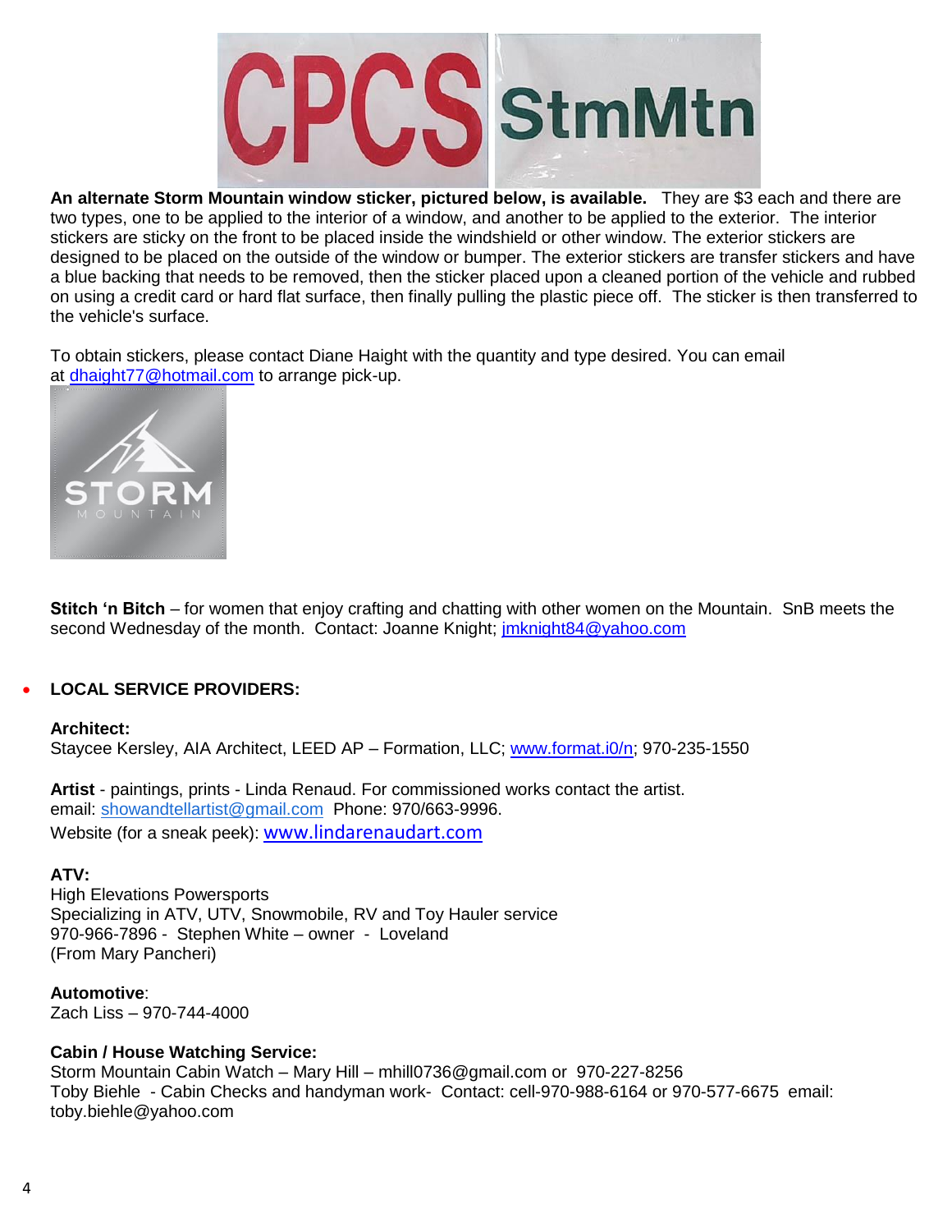**An alternate Storm Mountain window sticker, pictured below, is available.** They are $3 each and there are two types, one to be applied to the interior of a window, and another to be applied to the exterior. The interior stickers are sticky on the front to be placed inside the windshield or other window. The exterior stickers are designed to be placed on the outside of the window or bumper. The exterior stickers are transfer stickers and have a blue backing that needs to be removed, then the sticker placed upon a cleaned portion of the vehicle and rubbed on using a credit card or hard flat surface, then finally pulling the plastic piece off. The sticker is then transferred to the vehicle's surface.

To obtain stickers, please contact Diane Haight with the quantity and type desired. You can email at dhaight77@hotmail.com to arrange pick-up.

**Stitch 'n Bitch** – for women that enjoy crafting and chatting with other women on the Mountain. SnB meets the second Wednesday of the month. Contact: Joanne Knight; jmknight84@yahoo.com

- **LOCAL SERVICE PROVIDERS:**

**Architect:**
Staycee Kersley, AIA Architect, LEED AP – Formation, LLC; www.format.i0/n; 970-235-1550

**Artist** - paintings, prints - Linda Renaud. For commissioned works contact the artist.
email: showandtellartist@gmail.com Phone: 970/663-9996.
Website (for a sneak peek): www.lindarenaudart.com

**ATV:**
High Elevations Powersports
Specializing in ATV, UTV, Snowmobile, RV and Toy Hauler service
970-966-7896 - Stephen White – owner - Loveland
(From Mary Pancheri)

**Automotive**:
Zach Liss – 970-744-4000

**Cabin / House Watching Service:**
Storm Mountain Cabin Watch – Mary Hill – mhill0736@gmail.com or 970-227-8256
Toby Biehle - Cabin Checks and handyman work- Contact: cell-970-988-6164 or 970-577-6675 email: toby.biehle@yahoo.com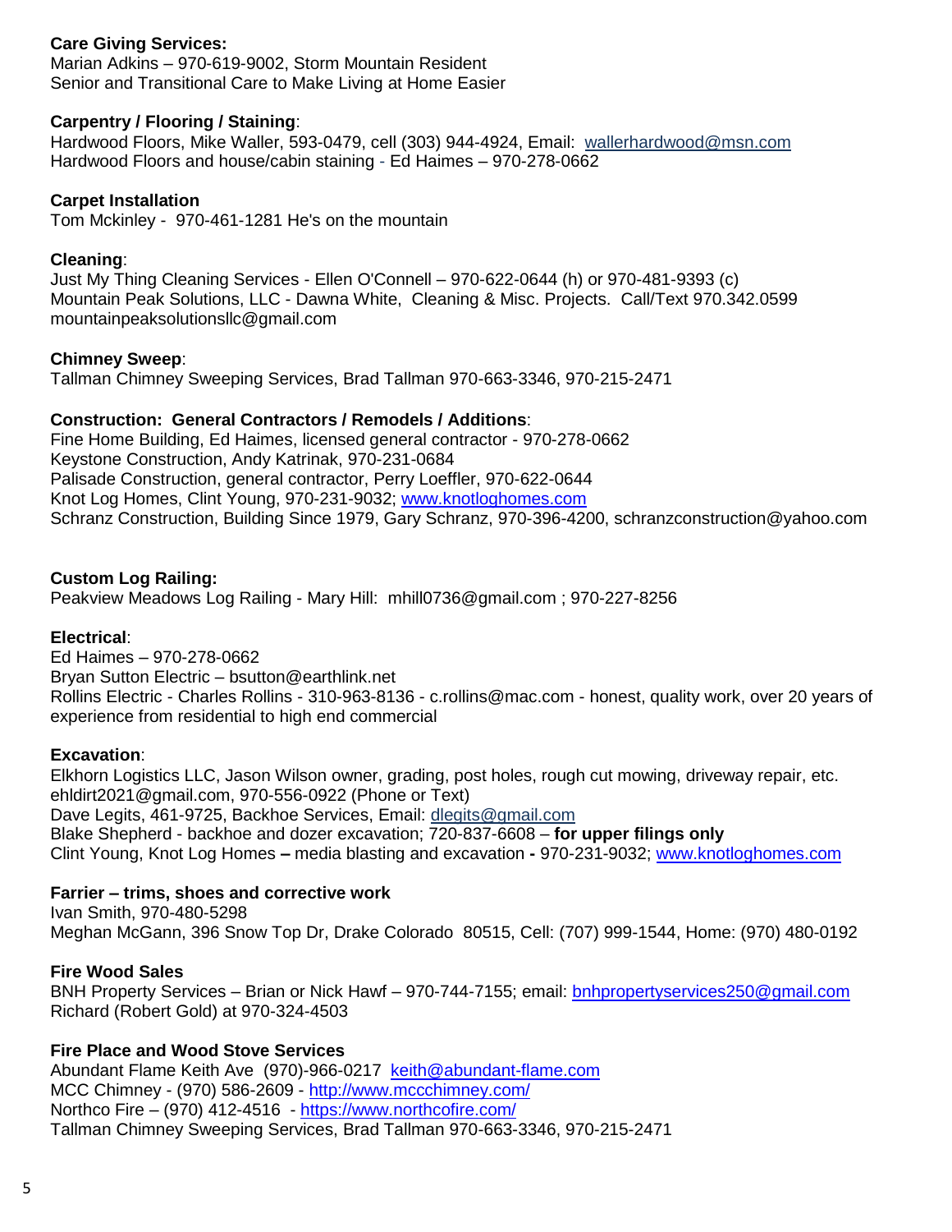**Care Giving Services:**
Marian Adkins – 970-619-9002, Storm Mountain Resident
Senior and Transitional Care to Make Living at Home Easier

**Carpentry / Flooring / Staining**:
Hardwood Floors, Mike Waller, 593-0479, cell (303) 944-4924, Email: wallerhardwood@msn.com
Hardwood Floors and house/cabin staining - Ed Haimes – 970-278-0662

**Carpet Installation**
Tom Mckinley - 970-461-1281 He's on the mountain

**Cleaning**:
Just My Thing Cleaning Services - Ellen O'Connell – 970-622-0644 (h) or 970-481-9393 (c)
Mountain Peak Solutions, LLC - Dawna White, Cleaning & Misc. Projects. Call/Text 970.342.0599
mountainpeaksolutionsllc@gmail.com

**Chimney Sweep**:
Tallman Chimney Sweeping Services, Brad Tallman 970-663-3346, 970-215-2471

**Construction: General Contractors / Remodels / Additions**:
Fine Home Building, Ed Haimes, licensed general contractor - 970-278-0662
Keystone Construction, Andy Katrinak, 970-231-0684
Palisade Construction, general contractor, Perry Loeffler, 970-622-0644
Knot Log Homes, Clint Young, 970-231-9032; www.knotloghomes.com
Schranz Construction, Building Since 1979, Gary Schranz, 970-396-4200, schranzconstruction@yahoo.com

**Custom Log Railing:**
Peakview Meadows Log Railing - Mary Hill: mhill0736@gmail.com ; 970-227-8256

**Electrical**:
Ed Haimes – 970-278-0662
Bryan Sutton Electric – bsutton@earthlink.net
Rollins Electric - Charles Rollins - 310-963-8136 - c.rollins@mac.com - honest, quality work, over 20 years of experience from residential to high end commercial

**Excavation**:
Elkhorn Logistics LLC, Jason Wilson owner, grading, post holes, rough cut mowing, driveway repair, etc.
ehldirt2021@gmail.com, 970-556-0922 (Phone or Text)
Dave Legits, 461-9725, Backhoe Services, Email: dlegits@gmail.com
Blake Shepherd - backhoe and dozer excavation; 720-837-6608 – **for upper filings only**
Clint Young, Knot Log Homes **–** media blasting and excavation **-** 970-231-9032; www.knotloghomes.com

**Farrier – trims, shoes and corrective work**
Ivan Smith, 970-480-5298
Meghan McGann, 396 Snow Top Dr, Drake Colorado 80515, Cell: (707) 999-1544, Home: (970) 480-0192

**Fire Wood Sales**
BNH Property Services – Brian or Nick Hawf – 970-744-7155; email: bnhpropertyservices250@gmail.com
Richard (Robert Gold) at 970-324-4503

**Fire Place and Wood Stove Services**
Abundant Flame Keith Ave (970)-966-0217 keith@abundant-flame.com
MCC Chimney - (970) 586-2609 - http://www.mccchimney.com/
Northco Fire – (970) 412-4516 - https://www.northcofire.com/
Tallman Chimney Sweeping Services, Brad Tallman 970-663-3346, 970-215-2471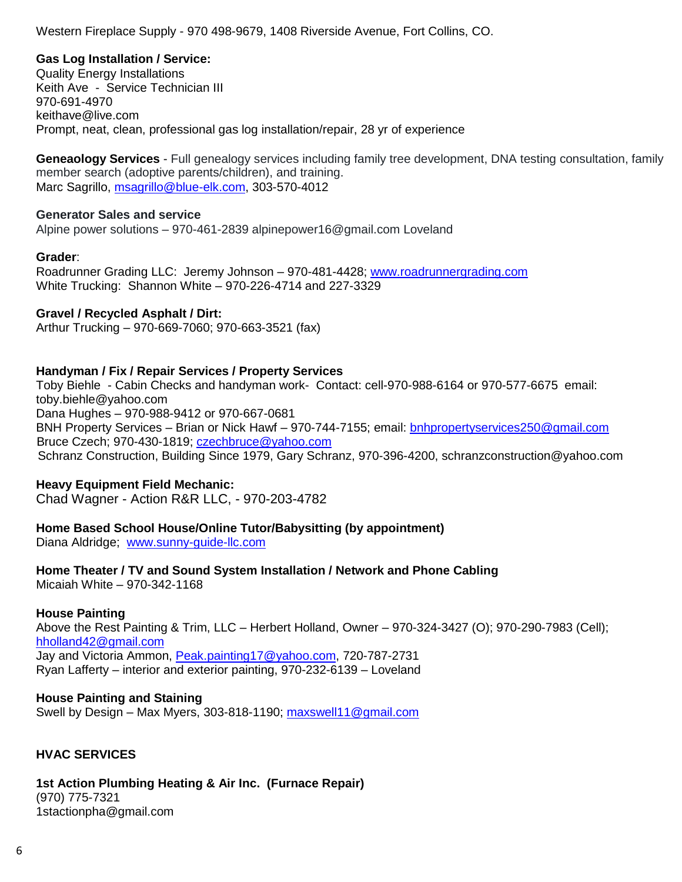Western Fireplace Supply - 970 498-9679, 1408 Riverside Avenue, Fort Collins, CO.

**Gas Log Installation / Service:**
Quality Energy Installations
Keith Ave - Service Technician III
970-691-4970
keithave@live.com
Prompt, neat, clean, professional gas log installation/repair, 28 yr of experience

**Geneaology Services** - Full genealogy services including family tree development, DNA testing consultation, family member search (adoptive parents/children), and training.
Marc Sagrillo, msagrillo@blue-elk.com, 303-570-4012

**Generator Sales and service**
Alpine power solutions – 970-461-2839 alpinepower16@gmail.com Loveland

**Grader**:
Roadrunner Grading LLC: Jeremy Johnson – 970-481-4428; www.roadrunnergrading.com
White Trucking: Shannon White – 970-226-4714 and 227-3329

**Gravel / Recycled Asphalt / Dirt:**
Arthur Trucking – 970-669-7060; 970-663-3521 (fax)

**Handyman / Fix / Repair Services / Property Services**
Toby Biehle - Cabin Checks and handyman work- Contact: cell-970-988-6164 or 970-577-6675 email: toby.biehle@yahoo.com
Dana Hughes – 970-988-9412 or 970-667-0681
BNH Property Services – Brian or Nick Hawf – 970-744-7155; email: bnhpropertyservices250@gmail.com
Bruce Czech; 970-430-1819; czechbruce@yahoo.com
Schranz Construction, Building Since 1979, Gary Schranz, 970-396-4200, schranzconstruction@yahoo.com

**Heavy Equipment Field Mechanic:**
Chad Wagner - Action R&R LLC, - 970-203-4782

**Home Based School House/Online Tutor/Babysitting (by appointment)**
Diana Aldridge; www.sunny-guide-llc.com

**Home Theater / TV and Sound System Installation / Network and Phone Cabling**
Micaiah White – 970-342-1168

**House Painting**
Above the Rest Painting & Trim, LLC – Herbert Holland, Owner – 970-324-3427 (O); 970-290-7983 (Cell); hholland42@gmail.com
Jay and Victoria Ammon, Peak.painting17@yahoo.com, 720-787-2731
Ryan Lafferty – interior and exterior painting, 970-232-6139 – Loveland

**House Painting and Staining**
Swell by Design – Max Myers, 303-818-1190; maxswell11@gmail.com

**HVAC SERVICES**

**1st Action Plumbing Heating & Air Inc. (Furnace Repair)**
(970) 775-7321
1stactionpha@gmail.com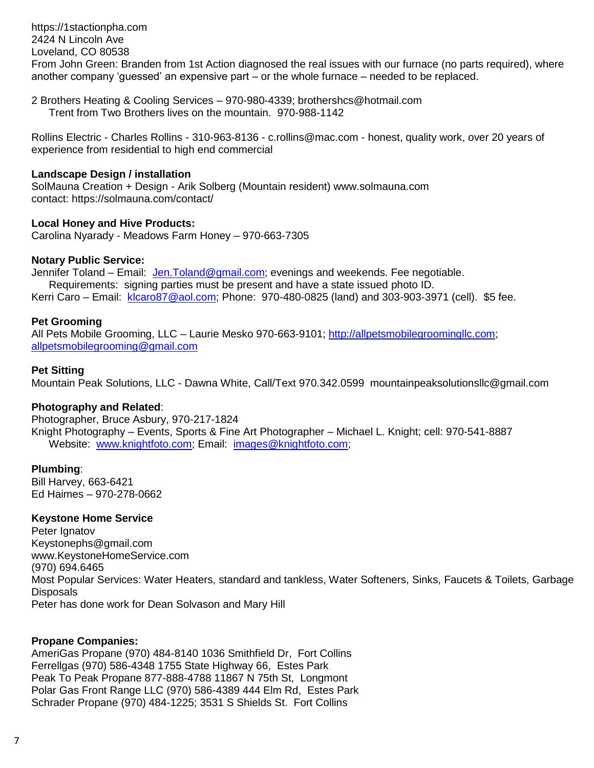https://1stactionpha.com
2424 N Lincoln Ave
Loveland, CO 80538
From John Green: Branden from 1st Action diagnosed the real issues with our furnace (no parts required), where another company 'guessed' an expensive part – or the whole furnace – needed to be replaced.

2 Brothers Heating & Cooling Services – 970-980-4339; brothershcs@hotmail.com
Trent from Two Brothers lives on the mountain. 970-988-1142

Rollins Electric - Charles Rollins - 310-963-8136 - c.rollins@mac.com - honest, quality work, over 20 years of experience from residential to high end commercial

**Landscape Design / installation**
SolMauna Creation + Design - Arik Solberg (Mountain resident) www.solmauna.com
contact: https://solmauna.com/contact/

**Local Honey and Hive Products:**
Carolina Nyarady - Meadows Farm Honey – 970-663-7305

**Notary Public Service:**
Jennifer Toland – Email: Jen.Toland@gmail.com; evenings and weekends. Fee negotiable.
Requirements: signing parties must be present and have a state issued photo ID.
Kerri Caro – Email: klcaro87@aol.com; Phone: 970-480-0825 (land) and 303-903-3971 (cell). $5 fee.

**Pet Grooming**
All Pets Mobile Grooming, LLC – Laurie Mesko 970-663-9101; http://allpetsmobilegroominglic.com; allpetsmobilegrooming@gmail.com

**Pet Sitting**
Mountain Peak Solutions, LLC - Dawna White, Call/Text 970.342.0599 mountainpeaksolutionsllc@gmail.com

**Photography and Related**:
Photographer, Bruce Asbury, 970-217-1824
Knight Photography – Events, Sports & Fine Art Photographer – Michael L. Knight; cell: 970-541-8887
Website: www.knightfoto.com; Email: images@knightfoto.com;

**Plumbing**:
Bill Harvey, 663-6421
Ed Haimes – 970-278-0662

**Keystone Home Service**
Peter Ignatov
Keystonephs@gmail.com
www.KeystoneHomeService.com
(970) 694.6465
Most Popular Services: Water Heaters, standard and tankless, Water Softeners, Sinks, Faucets & Toilets, Garbage Disposals
Peter has done work for Dean Solvason and Mary Hill

**Propane Companies:**
AmeriGas Propane (970) 484-8140 1036 Smithfield Dr, Fort Collins
Ferrellgas (970) 586-4348 1755 State Highway 66, Estes Park
Peak To Peak Propane 877-888-4788 11867 N 75th St, Longmont
Polar Gas Front Range LLC (970) 586-4389 444 Elm Rd, Estes Park
Schrader Propane (970) 484-1225; 3531 S Shields St. Fort Collins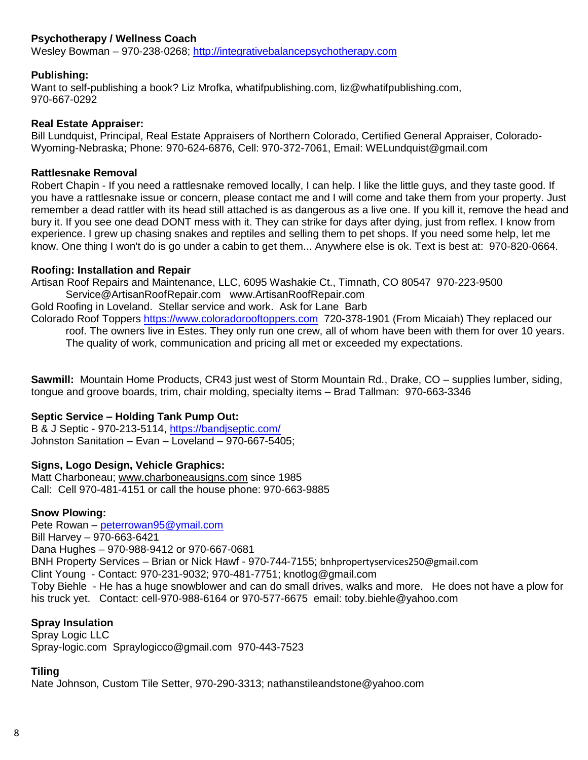**Psychotherapy / Wellness Coach**
Wesley Bowman – 970-238-0268; http://integrativebalancepsychotherapy.com

**Publishing:**
Want to self-publishing a book? Liz Mrofka, whatifpublishing.com, liz@whatifpublishing.com, 970-667-0292

**Real Estate Appraiser:**
Bill Lundquist, Principal, Real Estate Appraisers of Northern Colorado, Certified General Appraiser, Colorado-Wyoming-Nebraska; Phone: 970-624-6876, Cell: 970-372-7061, Email: WELundquist@gmail.com

**Rattlesnake Removal**
Robert Chapin - If you need a rattlesnake removed locally, I can help. I like the little guys, and they taste good. If you have a rattlesnake issue or concern, please contact me and I will come and take them from your property. Just remember a dead rattler with its head still attached is as dangerous as a live one. If you kill it, remove the head and bury it. If you see one dead DONT mess with it. They can strike for days after dying, just from reflex. I know from experience. I grew up chasing snakes and reptiles and selling them to pet shops. If you need some help, let me know. One thing I won't do is go under a cabin to get them... Anywhere else is ok. Text is best at: 970-820-0664.

**Roofing: Installation and Repair**
Artisan Roof Repairs and Maintenance, LLC, 6095 Washakie Ct., Timnath, CO 80547 970-223-9500
Service@ArtisanRoofRepair.com www.ArtisanRoofRepair.com
Gold Roofing in Loveland. Stellar service and work. Ask for Lane Barb
Colorado Roof Toppers https://www.coloradorooftoppers.com 720-378-1901 (From Micaiah) They replaced our roof. The owners live in Estes. They only run one crew, all of whom have been with them for over 10 years. The quality of work, communication and pricing all met or exceeded my expectations.

**Sawmill:** Mountain Home Products, CR43 just west of Storm Mountain Rd., Drake, CO – supplies lumber, siding, tongue and groove boards, trim, chair molding, specialty items – Brad Tallman: 970-663-3346

**Septic Service – Holding Tank Pump Out:**
B & J Septic - 970-213-5114, https://bandjseptic.com/
Johnston Sanitation – Evan – Loveland – 970-667-5405;

**Signs, Logo Design, Vehicle Graphics:**
Matt Charboneau; www.charboneausigns.com since 1985
Call: Cell 970-481-4151 or call the house phone: 970-663-9885

**Snow Plowing:**
Pete Rowan – peterrowan95@ymail.com
Bill Harvey – 970-663-6421
Dana Hughes – 970-988-9412 or 970-667-0681
BNH Property Services – Brian or Nick Hawf - 970-744-7155; bnhpropertyservices250@gmail.com
Clint Young - Contact: 970-231-9032; 970-481-7751; knotlog@gmail.com
Toby Biehle - He has a huge snowblower and can do small drives, walks and more. He does not have a plow for his truck yet. Contact: cell-970-988-6164 or 970-577-6675 email: toby.biehle@yahoo.com

**Spray Insulation**
Spray Logic LLC
Spray-logic.com Spraylogicco@gmail.com 970-443-7523

**Tiling**
Nate Johnson, Custom Tile Setter, 970-290-3313; nathanstileandstone@yahoo.com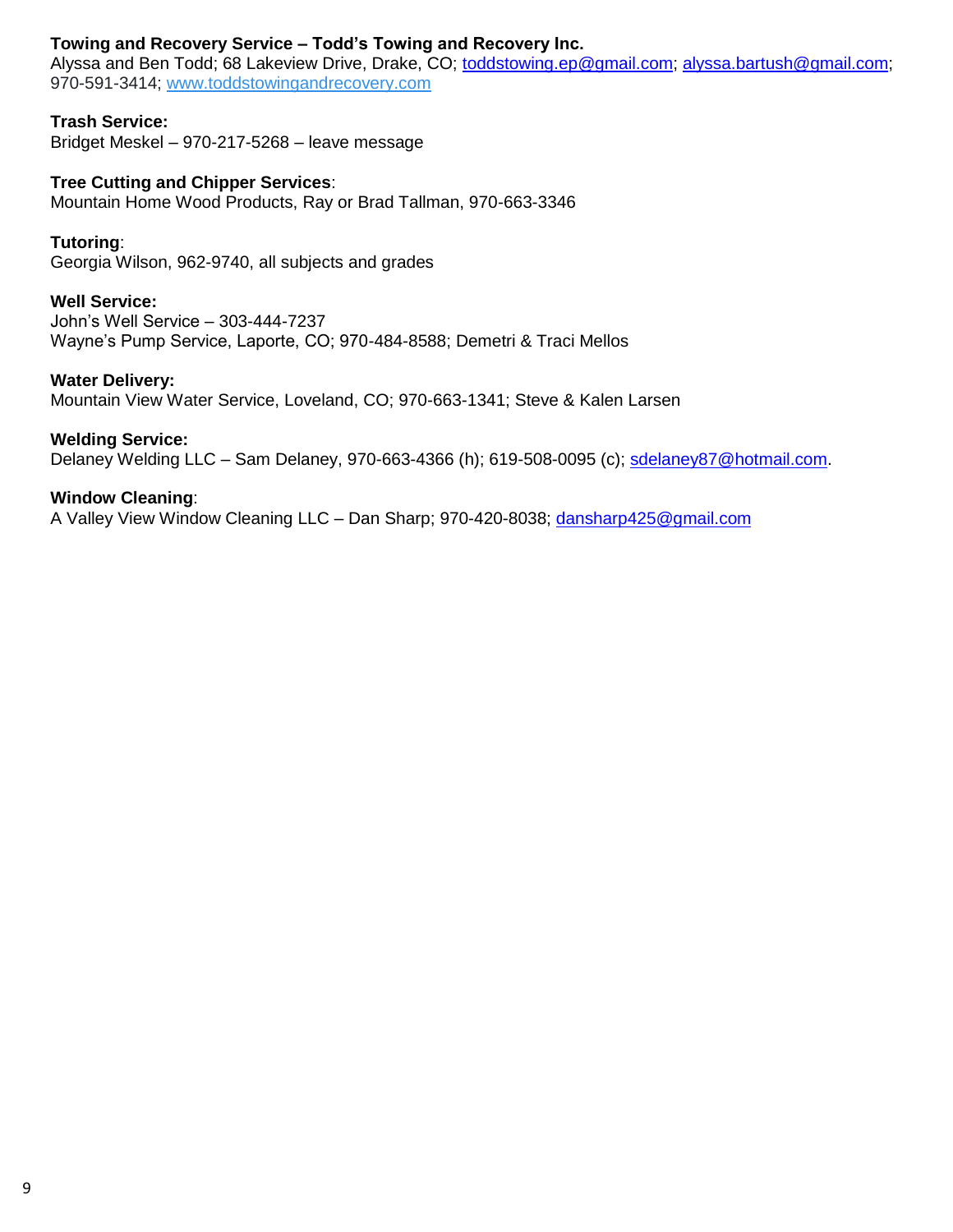**Towing and Recovery Service – Todd's Towing and Recovery Inc.**
Alyssa and Ben Todd; 68 Lakeview Drive, Drake, CO; toddstowing.ep@gmail.com; alyssa.bartush@gmail.com; 970-591-3414; www.toddstowingandrecovery.com

**Trash Service:**
Bridget Meskel – 970-217-5268 – leave message

**Tree Cutting and Chipper Services**:
Mountain Home Wood Products, Ray or Brad Tallman, 970-663-3346

**Tutoring**:
Georgia Wilson, 962-9740, all subjects and grades

**Well Service:**
John's Well Service – 303-444-7237
Wayne's Pump Service, Laporte, CO; 970-484-8588; Demetri & Traci Mellos

**Water Delivery:**
Mountain View Water Service, Loveland, CO; 970-663-1341; Steve & Kalen Larsen

**Welding Service:**
Delaney Welding LLC – Sam Delaney, 970-663-4366 (h); 619-508-0095 (c); sdelaney87@hotmail.com.

**Window Cleaning**:
A Valley View Window Cleaning LLC – Dan Sharp; 970-420-8038; dansharp425@gmail.com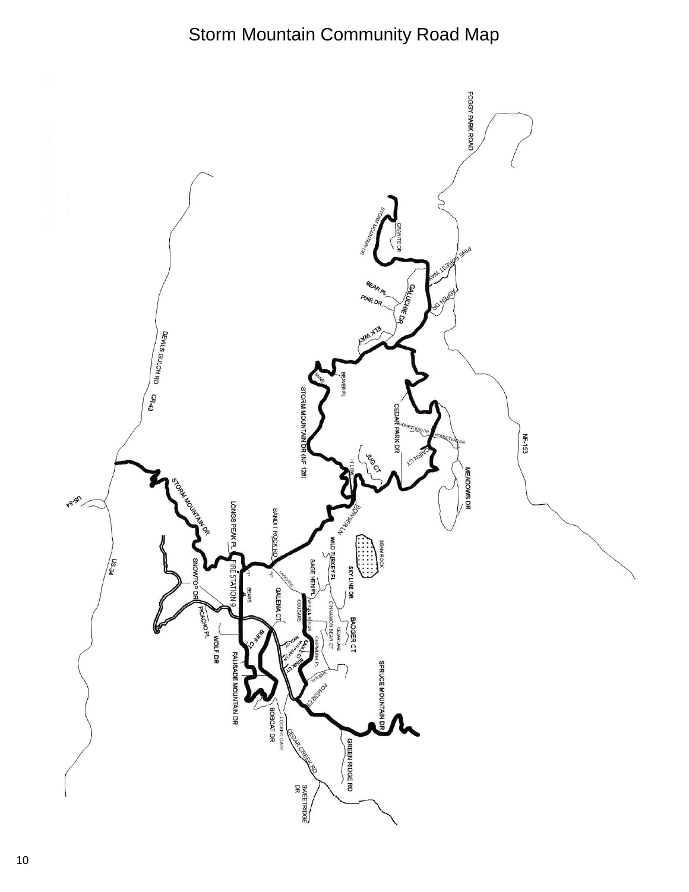# Storm Mountain Community Road Map

FOGGY PARK ROAD

STORM MOUNTAIN DR

GRANITE DR

PINE FOREST WAY

ASPEN DR

BEAR PL

PINE DR

GALUCHIE DR

ELK WAY

DEVILS GULCH RD CR-43

BEAVER PL

MINE

STORM MOUNTAIN DR (NF 128)

CEDAR PARK DR

HOMESTEAD DR

HOMESTEAD DR

NF-153

CAIRN CT

JUG CT

H LOW

MEADOWS DR

US-34

STORM MOUNTAIN DR

LONGS PEAK PL

BANDIT ROCK RD

BOWSER LN

SEAM ROCK

WILD TURKEY PL

SKYLINE DR

SAGE HEN PL

US-34

SNOWTOP DR

FIRE STATION 9

"T"

"Y"

LAKEVIEW

BEARS

GALENA CT

COUGARS

SPRUCE MTN DR

CINNAMON BEAR CT

BADGER CT

CEDAR LAKE

PICACHO PL

WOLF DR

BUFF CT

CHIPMUNK PL

EAGLE CT

MINK CT

SPRUCE MOUNTAIN DR

PALISADE MOUNTAIN DR

POSSUM CT

BOBCAT DR

LOCKED GATE

CEDAR CREEK RD

GREEN RIDGE RD

SWEETRIDGE DR